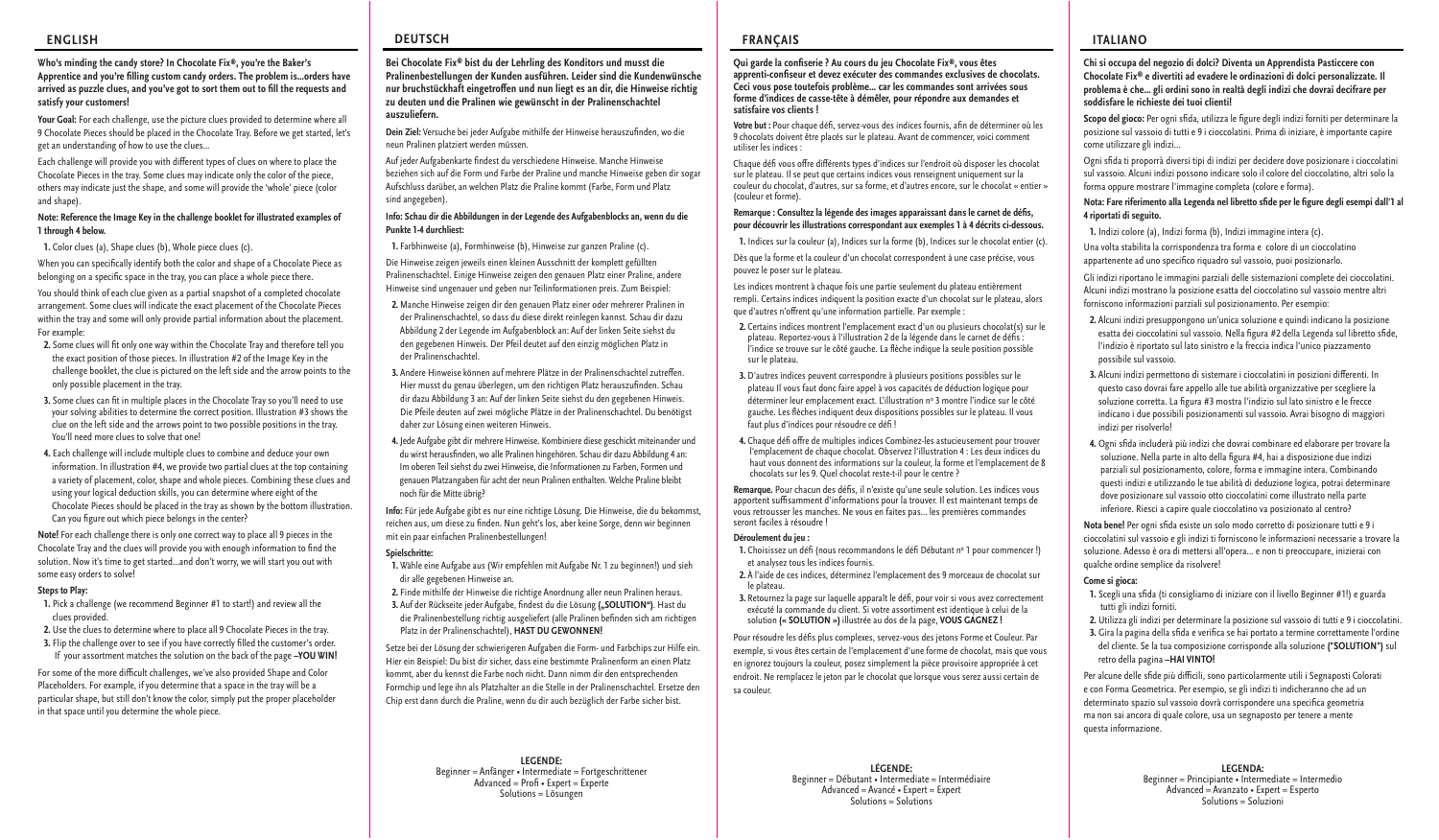## ENGLISH

**Who's minding the candy store? In Chocolate Fix®, you're the Baker's Apprentice and you're filling custom candy orders. The problem is...orders have arrived as puzzle clues, and you've got to sort them out to fill the requests and satisfy your customers!**

**Your Goal:** For each challenge, use the picture clues provided to determine where all 9 Chocolate Pieces should be placed in the Chocolate Tray. Before we get started, let's get an understanding of how to use the clues...

Each challenge will provide you with different types of clues on where to place the Chocolate Pieces in the tray. Some clues may indicate only the color of the piece, others may indicate just the shape, and some will provide the 'whole' piece (color and shape).

**Note: Reference the Image Key in the challenge booklet for illustrated examples of 1 through 4 below.**

1. Color clues (a), Shape clues (b), Whole piece clues (c).

When you can specifically identify both the color and shape of a Chocolate Piece as belonging on a specific space in the tray, you can place a whole piece there.

You should think of each clue given as a partial snapshot of a completed chocolate arrangement. Some clues will indicate the exact placement of the Chocolate Pieces within the tray and some will only provide partial information about the placement. For example:

2. Some clues will fit only one way within the Chocolate Tray and therefore tell you the exact position of those pieces. In illustration #2 of the Image Key in the challenge booklet, the clue is pictured on the left side and the arrow points to the only possible placement in the tray.
3. Some clues can fit in multiple places in the Chocolate Tray so you'll need to use your solving abilities to determine the correct position. Illustration #3 shows the clue on the left side and the arrows point to two possible positions in the tray. You'll need more clues to solve that one!
4. Each challenge will include multiple clues to combine and deduce your own information. In illustration #4, we provide two partial clues at the top containing a variety of placement, color, shape and whole pieces. Combining these clues and using your logical deduction skills, you can determine where eight of the Chocolate Pieces should be placed in the tray as shown by the bottom illustration. Can you figure out which piece belongs in the center?

**Note!** For each challenge there is only one correct way to place all 9 pieces in the Chocolate Tray and the clues will provide you with enough information to find the solution. Now it's time to get started...and don't worry, we will start you out with some easy orders to solve!

**Steps to Play:**

1. Pick a challenge (we recommend Beginner #1 to start!) and review all the clues provided.
2. Use the clues to determine where to place all 9 Chocolate Pieces in the tray.
3. Flip the challenge over to see if you have correctly filled the customer's order. If your assortment matches the solution on the back of the page **–YOU WIN!**

For some of the more difficult challenges, we've also provided Shape and Color Placeholders. For example, if you determine that a space in the tray will be a particular shape, but still don't know the color, simply put the proper placeholder in that space until you determine the whole piece.

## DEUTSCH

**Bei Chocolate Fix® bist du der Lehrling des Konditors und musst die Pralinenbestellungen der Kunden ausführen. Leider sind die Kundenwünsche nur bruchstückhaft eingetroffen und nun liegt es an dir, die Hinweise richtig zu deuten und die Pralinen wie gewünscht in der Pralinenschachtel auszuliefern.**

**Dein Ziel:** Versuche bei jeder Aufgabe mithilfe der Hinweise herauszufinden, wo die neun Pralinen platziert werden müssen.

Auf jeder Aufgabenkarte findest du verschiedene Hinweise. Manche Hinweise beziehen sich auf die Form und Farbe der Praline und manche Hinweise geben dir sogar Aufschluss darüber, an welchen Platz die Praline kommt (Farbe, Form und Platz sind angegeben).

**Info: Schau dir die Abbildungen in der Legende des Aufgabenblocks an, wenn du die Punkte 1-4 durchliest:**

1. Farbhinweise (a), Formhinweise (b), Hinweise zur ganzen Praline (c).

Die Hinweise zeigen jeweils einen kleinen Ausschnitt der komplett gefüllten Pralinenschachtel. Einige Hinweise zeigen den genauen Platz einer Praline, andere Hinweise sind ungenauer und geben nur Teilinformationen preis. Zum Beispiel:

2. Manche Hinweise zeigen dir den genauen Platz einer oder mehrerer Pralinen in der Pralinenschachtel, so dass du diese direkt reinlegen kannst. Schau dir dazu Abbildung 2 der Legende im Aufgabenblock an: Auf der linken Seite siehst du den gegebenen Hinweis. Der Pfeil deutet auf den einzig möglichen Platz in der Pralinenschachtel.
3. Andere Hinweise können auf mehrere Plätze in der Pralinenschachtel zutreffen. Hier musst du genau überlegen, um den richtigen Platz herauszufinden. Schau dir dazu Abbildung 3 an: Auf der linken Seite siehst du den gegebenen Hinweis. Die Pfeile deuten auf zwei mögliche Plätze in der Pralinenschachtel. Du benötigst daher zur Lösung einen weiteren Hinweis.
4. Jede Aufgabe gibt dir mehrere Hinweise. Kombiniere diese geschickt miteinander und du wirst herausfinden, wo alle Pralinen hingehören. Schau dir dazu Abbildung 4 an: Im oberen Teil siehst du zwei Hinweise, die Informationen zu Farben, Formen und genauen Platzangaben für acht der neun Pralinen enthalten. Welche Praline bleibt noch für die Mitte übrig?

**Info:** Für jede Aufgabe gibt es nur eine richtige Lösung. Die Hinweise, die du bekommst, reichen aus, um diese zu finden. Nun geht's los, aber keine Sorge, denn wir beginnen mit ein paar einfachen Pralinenbestellungen!

**Spielschritte:**

1. Wähle eine Aufgabe aus (Wir empfehlen mit Aufgabe Nr. 1 zu beginnen!) und sieh dir alle gegebenen Hinweise an.
2. Finde mithilfe der Hinweise die richtige Anordnung aller neun Pralinen heraus.
3. Auf der Rückseite jeder Aufgabe, findest du die Lösung **(„SOLUTION")**. Hast du die Pralinenbestellung richtig ausgeliefert (alle Pralinen befinden sich am richtigen Platz in der Pralinenschachtel), **HAST DU GEWONNEN!**

Setze bei der Lösung der schwierigeren Aufgaben die Form- und Farbchips zur Hilfe ein. Hier ein Beispiel: Du bist dir sicher, dass eine bestimmte Pralinenform an einen Platz kommt, aber du kennst die Farbe noch nicht. Dann nimm dir den entsprechenden Formchip und lege ihn als Platzhalter an die Stelle in der Pralinenschachtel. Ersetze den Chip erst dann durch die Praline, wenn du dir auch bezüglich der Farbe sicher bist.

**LEGENDE:**
Beginner = Anfänger • Intermediate = Fortgeschrittener
Advanced = Profi • Expert = Experte
Solutions = Lösungen

## FRANÇAIS

**Qui garde la confiserie ? Au cours du jeu Chocolate Fix®, vous êtes apprenti-confiseur et devez exécuter des commandes exclusives de chocolats. Ceci vous pose toutefois problème... car les commandes sont arrivées sous forme d'indices de casse-tête à démêler, pour répondre aux demandes et satisfaire vos clients !**

**Votre but :** Pour chaque défi, servez-vous des indices fournis, afin de déterminer où les 9 chocolats doivent être placés sur le plateau. Avant de commencer, voici comment utiliser les indices :

Chaque défi vous offre différents types d'indices sur l'endroit où disposer les chocolat sur le plateau. Il se peut que certains indices vous renseignent uniquement sur la couleur du chocolat, d'autres, sur sa forme, et d'autres encore, sur le chocolat « entier » (couleur et forme).

**Remarque : Consultez la légende des images apparaissant dans le carnet de défis, pour découvrir les illustrations correspondant aux exemples 1 à 4 décrits ci-dessous.**

1. Indices sur la couleur (a), Indices sur la forme (b), Indices sur le chocolat entier (c).

Dès que la forme et la couleur d'un chocolat correspondent à une case précise, vous pouvez le poser sur le plateau.

Les indices montrent à chaque fois une partie seulement du plateau entièrement rempli. Certains indices indiquent la position exacte d'un chocolat sur le plateau, alors que d'autres n'offrent qu'une information partielle. Par exemple :

2. Certains indices montrent l'emplacement exact d'un ou plusieurs chocolat(s) sur le plateau. Reportez-vous à l'illustration 2 de la légende dans le carnet de défis : l'indice se trouve sur le côté gauche. La flèche indique la seule position possible sur le plateau.
3. D'autres indices peuvent correspondre à plusieurs positions possibles sur le plateau Il vous faut donc faire appel à vos capacités de déduction logique pour déterminer leur emplacement exact. L'illustration n° 3 montre l'indice sur le côté gauche. Les flèches indiquent deux dispositions possibles sur le plateau. Il vous faut plus d'indices pour résoudre ce défi !
4. Chaque défi offre de multiples indices Combinez-les astucieusement pour trouver l'emplacement de chaque chocolat. Observez l'illustration 4 : Les deux indices du haut vous donnent des informations sur la couleur, la forme et l'emplacement de 8 chocolats sur les 9. Quel chocolat reste-t-il pour le centre ?

**Remarque.** Pour chacun des défis, il n'existe qu'une seule solution. Les indices vous apportent suffisamment d'informations pour la trouver. Il est maintenant temps de vous retrousser les manches. Ne vous en faites pas... les premières commandes seront faciles à résoudre !

**Déroulement du jeu :**

1. Choisissez un défi (nous recommandons le défi Débutant n° 1 pour commencer !) et analysez tous les indices fournis.
2. À l'aide de ces indices, déterminez l'emplacement des 9 morceaux de chocolat sur le plateau.
3. Retournez la page sur laquelle apparaît le défi, pour voir si vous avez correctement exécuté la commande du client. Si votre assortiment est identique à celui de la solution **(« SOLUTION »)** illustré au dos de la page, **VOUS GAGNEZ !**

Pour résoudre les défis plus complexes, servez-vous des jetons Forme et Couleur. Par exemple, si vous êtes certain de l'emplacement d'une forme de chocolat, mais que vous en ignorez toujours la couleur, posez simplement la pièce provisoire appropriée à cet endroit. Ne remplacez le jeton par le chocolat que lorsque vous serez aussi certain de sa couleur.

**LÉGENDE:**
Beginner = Débutant • Intermediate = Intermédiaire
Advanced = Avancé • Expert = Expert
Solutions = Solutions

## ITALIANO

**Chi si occupa del negozio di dolci? Diventa un Apprendista Pasticcere con Chocolate Fix® e divertiti ad evadere le ordinazioni di dolci personalizzate. Il problema è che... gli ordini sono in realtà degli indizi che dovrai decifrare per soddisfare le richieste dei tuoi clienti!**

**Scopo del gioco:** Per ogni sfida, utilizza le figure degli indizi forniti per determinare la posizione sul vassoio di tutti e 9 i cioccolatini. Prima di iniziare, è importante capire come utilizzare gli indizi...

Ogni sfida ti proporrà diversi tipi di indizi per decidere dove posizionare i cioccolatini sul vassoio. Alcuni indizi possono indicare solo il colore del cioccolatino, altri solo la forma oppure mostrare l'immagine completa (colore e forma).

**Nota: Fare riferimento alla Legenda nel libretto sfide per le figure degli esempi dall'1 al 4 riportati di seguito.**

1. Indizi colore (a), Indizi forma (b), Indizi immagine intera (c).

Una volta stabilita la corrispondenza tra forma e colore di un cioccolatino appartenente ad uno specifico riquadro sul vassoio, puoi posizionarlo.

Gli indizi riportano le immagini parziali delle sistemazioni complete dei cioccolatini. Alcuni indizi mostrano la posizione esatta del cioccolatino sul vassoio mentre altri forniscono informazioni parziali sul posizionamento. Per esempio:

2. Alcuni indizi presuppongono un'unica soluzione e quindi indicano la posizione esatta dei cioccolatini sul vassoio. Nella figura #2 della Legenda sul libretto sfide, l'indizio è riportato sul lato sinistro e la freccia indica l'unico piazzamento possibile sul vassoio.
3. Alcuni indizi permettono di sistemare i cioccolatini in posizioni differenti. In questo caso dovrai fare appello alle tue abilità organizzative per scegliere la soluzione corretta. La figura #3 mostra l'indizio sul lato sinistro e le frecce indicano i due possibili posizionamenti sul vassoio. Avrai bisogno di maggiori indizi per risolverlo!
4. Ogni sfida includerà più indizi che dovrai combinare ed elaborare per trovare la soluzione. Nella parte in alto della figura #4, hai a disposizione due indizi parziali sul posizionamento, colore, forma e immagine intera. Combinando questi indizi e utilizzando le tue abilità di deduzione logica, potrai determinare dove posizionare sul vassoio otto cioccolatini come illustrato nella parte inferiore. Riesci a capire quale cioccolatino va posizionato al centro?

**Nota bene!** Per ogni sfida esiste un solo modo corretto di posizionare tutte e 9 i cioccolatini sul vassoio e gli indizi ti forniscono le informazioni necessarie a trovare la soluzione. Adesso è ora di mettersi all'opera... e non ti preoccupare, inizierai con qualche ordine semplice da risolvere!

**Come si gioca:**

1. Scegli una sfida (ti consigliamo di iniziare con il livello Beginner #1!) e guarda tutti gli indizi forniti.
2. Utilizza gli indizi per determinare la posizione sul vassoio di tutti e 9 i cioccolatini.
3. Gira la pagina della sfida e verifica se hai portato a termine correttamente l'ordine del cliente. Se la tua composizione corrisponde alla soluzione **("SOLUTION")** sul retro della pagina **–HAI VINTO!**

Per alcune delle sfide più difficili, sono particolarmente utili i Segnaposti Colorati e con Forma Geometrica. Per esempio, se gli indizi ti indicheranno che ad un determinato spazio sul vassoio dovrà corrispondere una specifica geometria ma non sai ancora di quale colore, usa un segnaposto per tenere a mente questa informazione.

**LEGENDA:**
Beginner = Principiante • Intermediate = Intermedio
Advanced = Avanzato • Expert = Esperto
Solutions = Soluzioni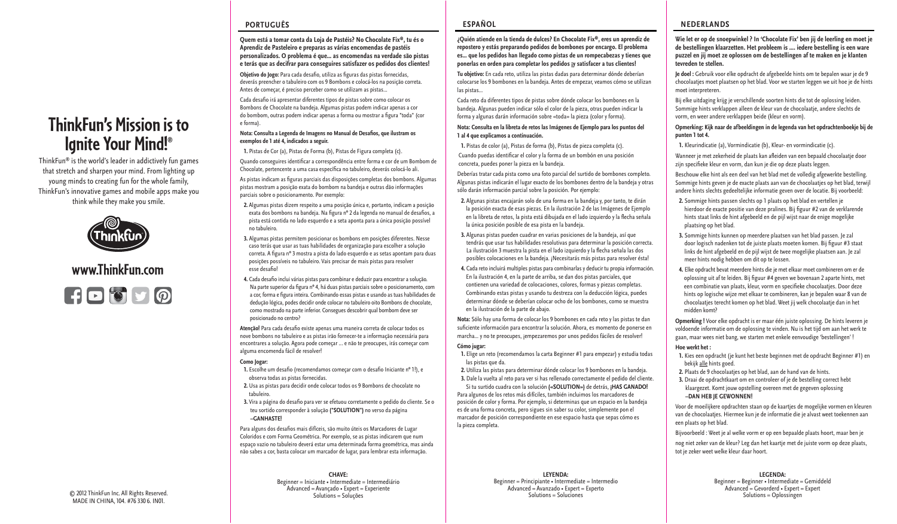# ThinkFun's Mission is to Ignite Your Mind!®

ThinkFun® is the world's leader in addictively fun games that stretch and sharpen your mind. From lighting up young minds to creating fun for the whole family, ThinkFun's innovative games and mobile apps make you think while they make you smile.

**www.ThinkFun.com**

© 2012 ThinkFun Inc. All Rights Reserved.
MADE IN CHINA, 104. #76 330 6. IN01.

## PORTUGUÊS

**Quem está a tomar conta da Loja de Pastéis? No Chocolate Fix®, tu és o Aprendiz de Pasteleiro e preparas as várias encomendas de pastéis personalizados. O problema é que... as encomendas na verdade são pistas e terás que as decifrar para conseguires satisfazer os pedidos dos clientes!**

**Objetivo do Jogo:** Para cada desafio, utiliza as figuras das pistas fornecidas, deverás preencher o tabuleiro com os 9 Bombons e colocá-los na posição correta. Antes de começar, é preciso perceber como se utilizam as pistas...

Cada desafio irá apresentar diferentes tipos de pistas sobre como colocar os Bombons de Chocolate na bandeja. Algumas pistas podem indicar apenas a cor do bombom, outras podem indicar apenas a forma ou mostrar a figura "toda" (cor e forma).

**Nota: Consulta a Legenda de Imagens no Manual de Desafios, que ilustram os exemplos de 1 até 4, indicados a seguir.**

1. Pistas de Cor (a), Pistas de Forma (b), Pistas de Figura completa (c).

Quando conseguires identificar a correspondência entre forma e cor de um Bombom de Chocolate, pertencente a uma casa específica no tabuleiro, deverás colocá-lo ali.

As pistas indicam as figuras parciais das disposições completas dos bombons. Algumas pistas mostram a posição exata do bombom na bandeja e outras dão informações parciais sobre o posicionamento. Por exemplo:

2. Algumas pistas dizem respeito a uma posição única e, portanto, indicam a posição exata dos bombons na bandeja. Na figura nº 2 da legenda no manual de desafios, a pista está contida no lado esquerdo e a seta aponta para a única posição possível no tabuleiro.
3. Algumas pistas permitem posicionar os bombons em posições diferentes. Nesse caso terás que usar as tuas habilidades de organização para escolher a solução correta. A figura nº 3 mostra a pista do lado esquerdo e as setas apontam para duas posições possíveis no tabuleiro. Vais precisar de mais pistas para resolver esse desafio!
4. Cada desafio inclui várias pistas para combinar e deduzir para encontrar a solução. Na parte superior da figura nº 4, há duas pistas parciais sobre o posicionamento, com a cor, forma e figura inteira. Combinando essas pistas e usando as tuas habilidades de dedução lógica, podes decidir onde colocar no tabuleiro os oito Bombons de chocolate, como mostrado na parte inferior. Consegues descobrir qual bombom deve ser posicionado no centro?

**Atenção!** Para cada desafio existe apenas uma maneira correta de colocar todos os nove bombons no tabuleiro e as pistas irão fornecer-te a informação necessária para encontrares a solução. Agora pode começar ... e não te preocupes, irás começar com alguma encomenda fácil de resolver!

**Como Jogar:**

1. Escolhe um desafio (recomendamos começar com o desafio Iniciante nº 1!), e observa todas as pistas fornecidas.
2. Usa as pistas para decidir onde colocar todos os 9 Bombons de chocolate no tabuleiro.
3. Vira a página do desafio para ver se efetuou corretamente o pedido do cliente. Se o teu sortido corresponder à solução **("SOLUTION")** no verso da página **–GANHASTE!**

Para alguns dos desafios mais difíceis, são muito úteis os Marcadores de Lugar Coloridos e com Forma Geométrica. Por exemplo, se as pistas indicarem que num espaço vazio no tabuleiro deverá estar uma determinada forma geométrica, mas ainda não sabes a cor, basta colocar um marcador de lugar, para lembrar esta informação.

**CHAVE:**
Beginner = Iniciante • Intermediate = Intermediário
Advanced = Avançado • Expert = Experiente
Solutions = Soluções

## ESPAÑOL

**¿Quién atiende en la tienda de dulces? En Chocolate Fix®, eres un aprendiz de repostero y estás preparando pedidos de bombones por encargo. El problema es... que los pedidos han llegado como pistas de un rompecabezas y tienes que ponerlas en orden para completar los pedidos ¡y satisfacer a tus clientes!**

**Tu objetivo:** En cada reto, utiliza las pistas dadas para determinar dónde deberían colocarse los 9 bombones en la bandeja. Antes de empezar, veamos cómo se utilizan las pistas...

Cada reto da diferentes tipos de pistas sobre dónde colocar los bombones en la bandeja. Algunas pueden indicar sólo el color de la pieza, otras pueden indicar la forma y algunas darán información sobre «toda» la pieza (color y forma).

**Nota: Consulta en la libreta de retos las Imágenes de Ejemplo para los puntos del 1 al 4 que explicamos a continuación.**

1. Pistas de color (a), Pistas de forma (b), Pistas de pieza completa (c).

Cuando puedas identificar el color y la forma de un bombón en una posición concreta, puedes poner la pieza en la bandeja.

Deberías tratar cada pista como una foto parcial del surtido de bombones completo. Algunas pistas indicarán el lugar exacto de los bombones dentro de la bandeja y otras sólo darán información parcial sobre la posición. Por ejemplo:

2. Algunas pistas encajarán solo de una forma en la bandeja y, por tanto, te dirán la posición exacta de esas piezas. En la ilustración 2 de las Imágenes de Ejemplo en la libreta de retos, la pista está dibujada en el lado izquierdo y la flecha señala la única posición posible de esa pista en la bandeja.
3. Algunas pistas pueden cuadrar en varias posiciones de la bandeja, así que tendrás que usar tus habilidades resolutivas para determinar la posición correcta. La ilustración 3 muestra la pista en el lado izquierdo y la flecha señala las dos posibles colocaciones en la bandeja. ¡Necesitarás más pistas para resolver ésta!
4. Cada reto incluirá multiples pistas para combinarlas y deducir tu propia información. En la ilustración 4, en la parte de arriba, se dan dos pistas parciales, que contienen una variedad de colocaciones, colores, formas y piezas completas. Combinando estas pistas y usando tu destreza con la deducción lógica, puedes determinar dónde se deberían colocar ocho de los bombones, como se muestra en la ilustración de la parte de abajo.

**Nota:** Sólo hay una forma de colocar los 9 bombones en cada reto y las pistas te dan suficiente información para encontrar la solución. Ahora, es momento de ponerse en marcha... y no te preocupes, ¡empezaremos por unos pedidos fáciles de resolver!

**Cómo jugar:**

1. Elige un reto (recomendamos la carta Beginner #1 para empezar) y estudia todas las pistas que da.
2. Utiliza las pistas para determinar dónde colocar los 9 bombones en la bandeja.
3. Dale la vuelta al reto para ver si has rellenado correctamente el pedido del cliente. Si tu surtido cuadra con la solución **(«SOLUTION»)** de detrás, **¡HAS GANADO!**

Para algunos de los retos más difíciles, también incluimos los marcadores de posición de color y forma. Por ejemplo, si determinas que un espacio en la bandeja es de una forma concreta, pero sigues sin saber su color, simplemente pon el marcador de posición correspondiente en ese espacio hasta que sepas cómo es la pieza completa.

**LEYENDA:**
Beginner = Principiante • Intermediate = Intermedio
Advanced = Avanzado • Expert = Experto
Solutions = Soluciones

## NEDERLANDS

**Wie let er op de snoepwinkel ? In 'Chocolate Fix' ben jij de leerling en moet je de bestellingen klaarzetten. Het probleem is .... iedere bestelling is een ware puzzel en jij moet ze oplossen om de bestellingen af te maken en je klanten tevreden te stellen.**

**Je doel :** Gebruik voor elke opdracht de afgebeelde hints om te bepalen waar je de 9 chocolaatjes moet plaatsen op het blad. Voor we starten leggen we uit hoe je de hints moet interpreteren.

Bij elke uitdaging krijg je verschillende soorten hints die tot de oplossing leiden. Sommige hints verklappen alleen de kleur van de chocolaatje, andere slechts de vorm, en weer andere verklappen beide (kleur en vorm).

**Opmerking: Kijk naar de afbeeldingen in de legenda van het opdrachtenboekje bij de punten 1 tot 4.**

1. Kleurindicatie (a), Vormindicatie (b), Kleur- en vormindicatie (c).

Wanneer je met zekerheid de plaats kan afleiden van een bepaald chocolaatje door zijn specifieke kleur en vorm, dan kun je die op deze plaats leggen.

Beschouw elke hint als een deel van het blad met de volledig afgewerkte bestelling. Sommige hints geven je de exacte plaats aan van de chocolaatjes op het blad, terwijl andere hints slechts gedeeltelijke informatie geven over de locatie. Bij voorbeeld:

2. Sommige hints passen slechts op 1 plaats op het blad en vertellen je hierdoor de exacte positie van deze pralines. Bij figuur #2 van de verklarende hints staat links de hint afgebeeld en de pijl wijst naar de enige mogelijke plaatsing op het blad.
3. Sommige hints kunnen op meerdere plaatsen van het blad passen. Je zal door logisch nadenken tot de juiste plaats moeten komen. Bij figuur #3 staat links de hint afgebeeld en de pijl wijst de twee mogelijke plaatsen aan. Je zal meer hints nodig hebben om dit op te lossen.
4. Elke opdracht bevat meerdere hints die je met elkaar moet combineren om er de oplossing uit af te leiden. Bij figuur #4 geven we bovenaan 2 aparte hints, met een combinatie van plaats, kleur, vorm en specifieke chocolaatjes. Door deze hints op logische wijze met elkaar te combineren, kan je bepalen waar 8 van de chocolaatjes terecht komen op het blad. Weet jij welk chocolaatje dan in het midden komt?

**Opmerking !** Voor elke opdracht is er maar één juiste oplossing. De hints leveren je voldoende informatie om de oplossing te vinden. Nu is het tijd om aan het werk te gaan, maar wees niet bang, we starten met enkele eenvoudige 'bestellingen' !

**Hoe werkt het :**

1. Kies een opdracht (je kunt het beste beginnen met de opdracht Beginner #1) en bekijk alle hints goed.
2. Plaats de 9 chocolaatjes op het blad, aan de hand van de hints.
3. Draai de opdrachtkaart om en controleer of je de bestelling correct hebt klaargezet. Komt jouw opstelling overeen met de gegeven oplossing **–DAN HEB JE GEWONNEN!**

Voor de moeilijkere opdrachten staan op de kaartjes de mogelijke vormen en kleuren van de chocolaatjes. Hiermee kun je de informatie die je alvast weet toekennen aan een plaats op het blad.

Bijvoorbeeld : Weet je al welke vorm er op een bepaalde plaats hoort, maar ben je nog niet zeker van de kleur? Leg dan het kaartje met de juiste vorm op deze plaats, tot je zeker weet welke kleur daar hoort.

**LEGENDA:**
Beginner = Beginner • Intermediate = Gemiddeld
Advanced = Gevorderd • Expert = Expert
Solutions = Oplossingen